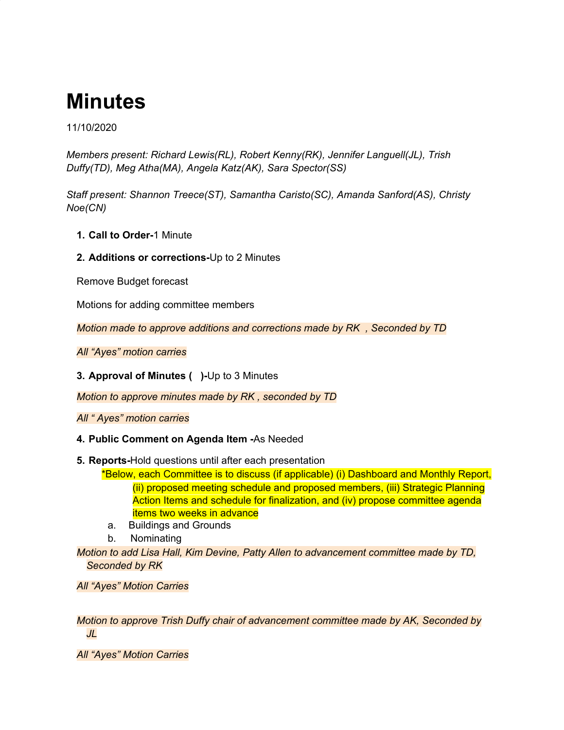# Minutes

11/10/2020

*Members present: Richard Lewis(RL), Robert Kenny(RK), Jennifer Languell(JL), Trish Duffy(TD), Meg Atha(MA), Angela Katz(AK), Sara Spector(SS)*

*Staff present: Shannon Treece(ST), Samantha Caristo(SC), Amanda Sanford(AS), Christy Noe(CN)*

1. **Call to Order-**1 Minute
2. **Additions or corrections-**Up to 2 Minutes

Remove Budget forecast

Motions for adding committee members

*Motion made to approve additions and corrections made by RK , Seconded by TD*

*All "Ayes" motion carries*

3. **Approval of Minutes ( )-**Up to 3 Minutes

*Motion to approve minutes made by RK , seconded by TD*

*All " Ayes" motion carries*

4. **Public Comment on Agenda Item -**As Needed
5. **Reports-**Hold questions until after each presentation

   *Below, each Committee is to discuss (if applicable) (i) Dashboard and Monthly Report, (ii) proposed meeting schedule and proposed members, (iii) Strategic Planning Action Items and schedule for finalization, and (iv) propose committee agenda items two weeks in advance

   a. Buildings and Grounds
   b. Nominating

*Motion to add Lisa Hall, Kim Devine, Patty Allen to advancement committee made by TD, Seconded by RK*

*All "Ayes" Motion Carries*

*Motion to approve Trish Duffy chair of advancement committee made by AK, Seconded by JL*

*All "Ayes" Motion Carries*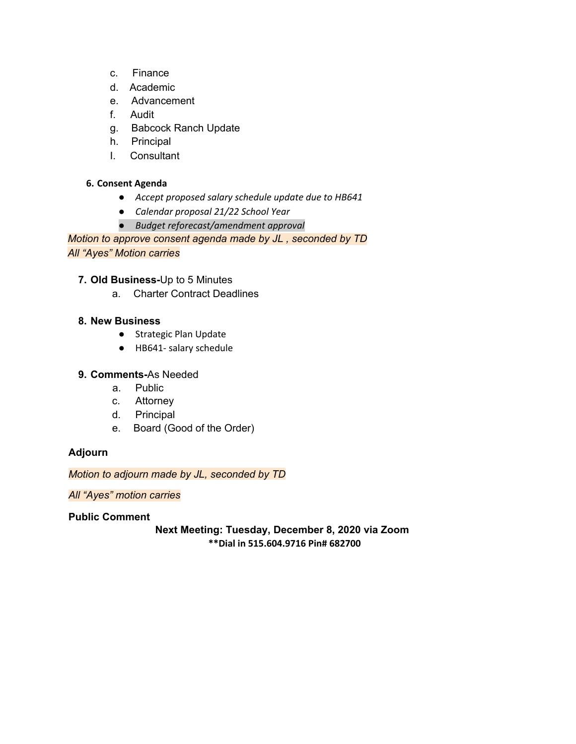c. Finance
d. Academic
e. Advancement
f. Audit
g. Babcock Ranch Update
h. Principal
I. Consultant

**6. Consent Agenda**

- *Accept proposed salary schedule update due to HB641*
- *Calendar proposal 21/22 School Year*
- *Budget reforecast/amendment approval*

*Motion to approve consent agenda made by JL , seconded by TD*
*All "Ayes" Motion carries*

**7. Old Business-**Up to 5 Minutes

a. Charter Contract Deadlines

**8. New Business**

- Strategic Plan Update
- HB641- salary schedule

**9. Comments-**As Needed

a. Public
c. Attorney
d. Principal
e. Board (Good of the Order)

**Adjourn**

*Motion to adjourn made by JL, seconded by TD*

*All "Ayes" motion carries*

**Public Comment**

**Next Meeting: Tuesday, December 8, 2020 via Zoom**

**\*\*Dial in 515.604.9716 Pin# 682700**